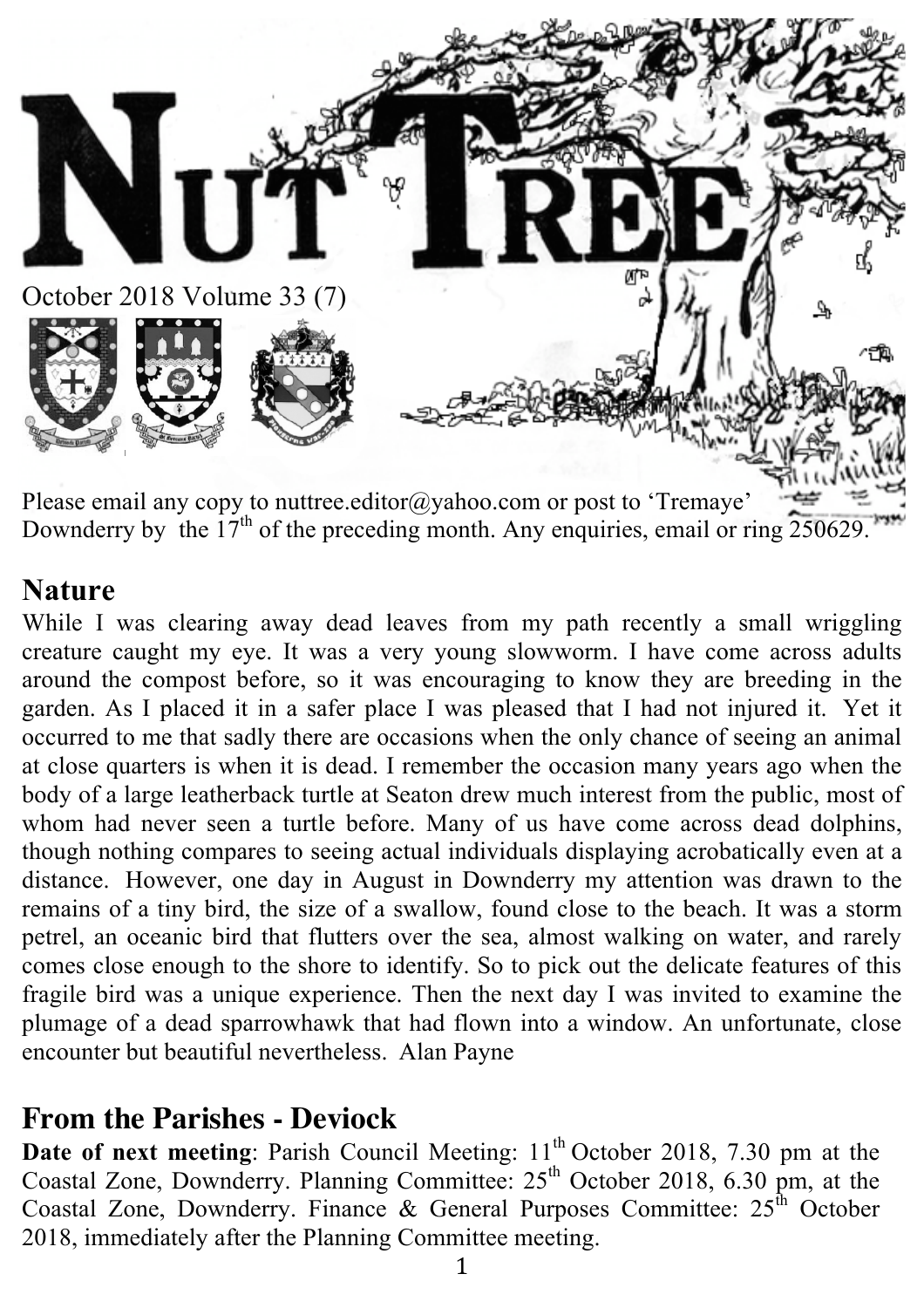# NUT TREE

October 2018 Volume 33 (7)

Please email any copy to nuttree.editor@yahoo.com or post to 'Tremaye' Downderry by the 17th of the preceding month. Any enquiries, email or ring 250629.

## Nature

While I was clearing away dead leaves from my path recently a small wriggling creature caught my eye. It was a very young slowworm. I have come across adults around the compost before, so it was encouraging to know they are breeding in the garden. As I placed it in a safer place I was pleased that I had not injured it. Yet it occurred to me that sadly there are occasions when the only chance of seeing an animal at close quarters is when it is dead. I remember the occasion many years ago when the body of a large leatherback turtle at Seaton drew much interest from the public, most of whom had never seen a turtle before. Many of us have come across dead dolphins, though nothing compares to seeing actual individuals displaying acrobatically even at a distance. However, one day in August in Downderry my attention was drawn to the remains of a tiny bird, the size of a swallow, found close to the beach. It was a storm petrel, an oceanic bird that flutters over the sea, almost walking on water, and rarely comes close enough to the shore to identify. So to pick out the delicate features of this fragile bird was a unique experience. Then the next day I was invited to examine the plumage of a dead sparrowhawk that had flown into a window. An unfortunate, close encounter but beautiful nevertheless. Alan Payne

## From the Parishes - Deviock

**Date of next meeting**: Parish Council Meeting: 11th October 2018, 7.30 pm at the Coastal Zone, Downderry. Planning Committee: 25th October 2018, 6.30 pm, at the Coastal Zone, Downderry. Finance & General Purposes Committee: 25th October 2018, immediately after the Planning Committee meeting.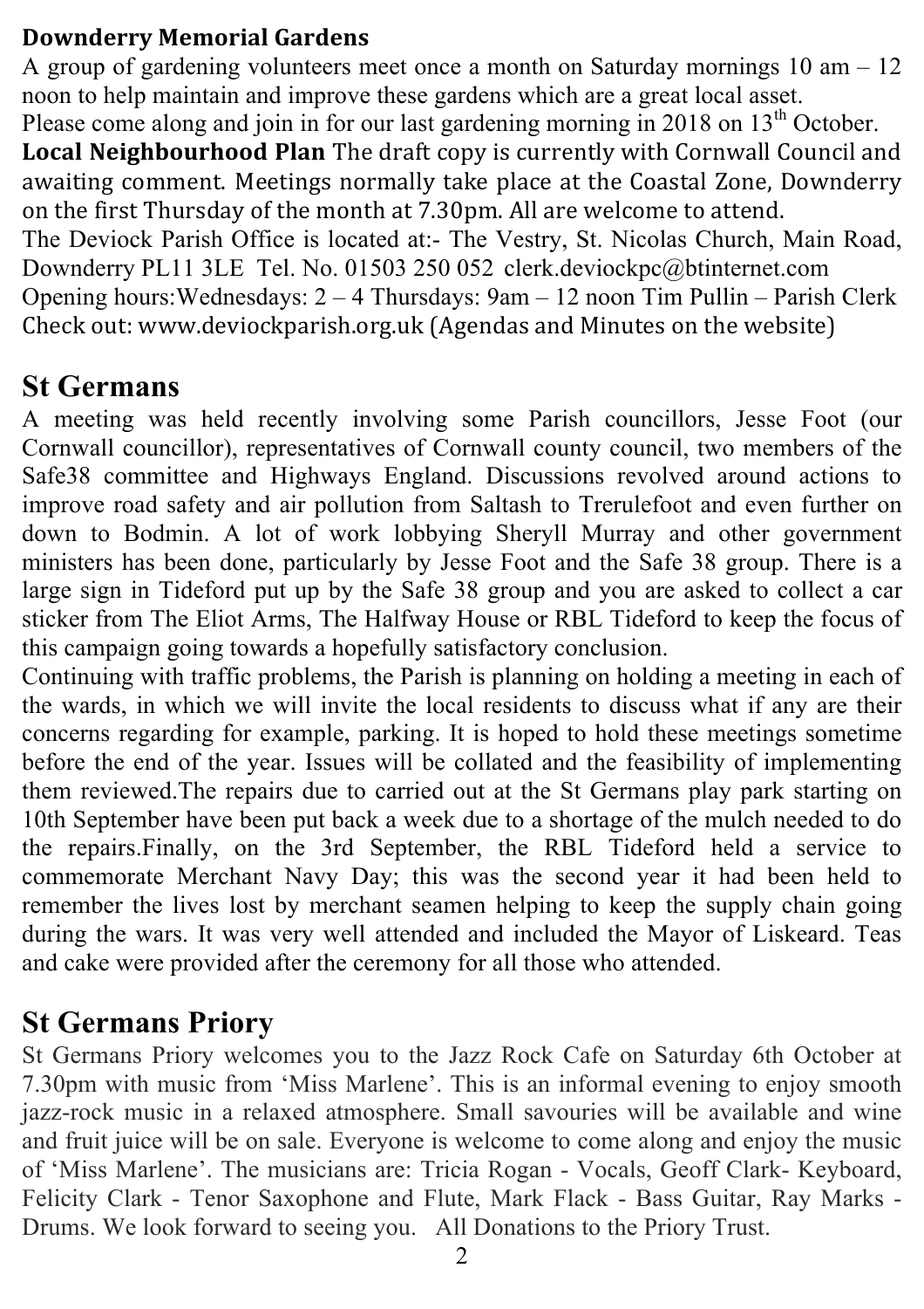**Downderry Memorial Gardens**

A group of gardening volunteers meet once a month on Saturday mornings 10 am – 12 noon to help maintain and improve these gardens which are a great local asset. Please come along and join in for our last gardening morning in 2018 on 13th October.

**Local Neighbourhood Plan** The draft copy is currently with Cornwall Council and awaiting comment. Meetings normally take place at the Coastal Zone, Downderry on the first Thursday of the month at 7.30pm. All are welcome to attend.

The Deviock Parish Office is located at:- The Vestry, St. Nicolas Church, Main Road, Downderry PL11 3LE Tel. No. 01503 250 052 clerk.deviockpc@btinternet.com

Opening hours: Wednesdays: 2 – 4 Thursdays: 9am – 12 noon Tim Pullin – Parish Clerk

Check out: www.deviockparish.org.uk (Agendas and Minutes on the website)

## St Germans

A meeting was held recently involving some Parish councillors, Jesse Foot (our Cornwall councillor), representatives of Cornwall county council, two members of the Safe38 committee and Highways England. Discussions revolved around actions to improve road safety and air pollution from Saltash to Trerulefoot and even further on down to Bodmin. A lot of work lobbying Sheryll Murray and other government ministers has been done, particularly by Jesse Foot and the Safe 38 group. There is a large sign in Tideford put up by the Safe 38 group and you are asked to collect a car sticker from The Eliot Arms, The Halfway House or RBL Tideford to keep the focus of this campaign going towards a hopefully satisfactory conclusion.

Continuing with traffic problems, the Parish is planning on holding a meeting in each of the wards, in which we will invite the local residents to discuss what if any are their concerns regarding for example, parking. It is hoped to hold these meetings sometime before the end of the year. Issues will be collated and the feasibility of implementing them reviewed.The repairs due to carried out at the St Germans play park starting on 10th September have been put back a week due to a shortage of the mulch needed to do the repairs.Finally, on the 3rd September, the RBL Tideford held a service to commemorate Merchant Navy Day; this was the second year it had been held to remember the lives lost by merchant seamen helping to keep the supply chain going during the wars. It was very well attended and included the Mayor of Liskeard. Teas and cake were provided after the ceremony for all those who attended.

## St Germans Priory

St Germans Priory welcomes you to the Jazz Rock Cafe on Saturday 6th October at 7.30pm with music from 'Miss Marlene'. This is an informal evening to enjoy smooth jazz-rock music in a relaxed atmosphere. Small savouries will be available and wine and fruit juice will be on sale. Everyone is welcome to come along and enjoy the music of 'Miss Marlene'. The musicians are: Tricia Rogan - Vocals, Geoff Clark- Keyboard, Felicity Clark - Tenor Saxophone and Flute, Mark Flack - Bass Guitar, Ray Marks - Drums. We look forward to seeing you. All Donations to the Priory Trust.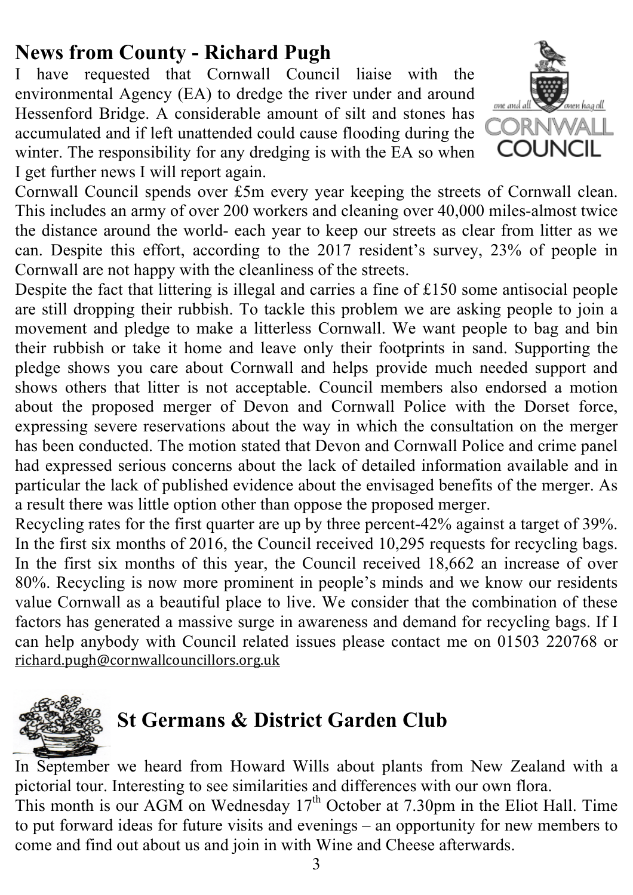## News from County - Richard Pugh

I have requested that Cornwall Council liaise with the environmental Agency (EA) to dredge the river under and around Hessenford Bridge. A considerable amount of silt and stones has accumulated and if left unattended could cause flooding during the winter. The responsibility for any dredging is with the EA so when I get further news I will report again.

Cornwall Council spends over £5m every year keeping the streets of Cornwall clean. This includes an army of over 200 workers and cleaning over 40,000 miles-almost twice the distance around the world- each year to keep our streets as clear from litter as we can. Despite this effort, according to the 2017 resident's survey, 23% of people in Cornwall are not happy with the cleanliness of the streets.

Despite the fact that littering is illegal and carries a fine of £150 some antisocial people are still dropping their rubbish. To tackle this problem we are asking people to join a movement and pledge to make a litterless Cornwall. We want people to bag and bin their rubbish or take it home and leave only their footprints in sand. Supporting the pledge shows you care about Cornwall and helps provide much needed support and shows others that litter is not acceptable. Council members also endorsed a motion about the proposed merger of Devon and Cornwall Police with the Dorset force, expressing severe reservations about the way in which the consultation on the merger has been conducted. The motion stated that Devon and Cornwall Police and crime panel had expressed serious concerns about the lack of detailed information available and in particular the lack of published evidence about the envisaged benefits of the merger. As a result there was little option other than oppose the proposed merger.

Recycling rates for the first quarter are up by three percent-42% against a target of 39%. In the first six months of 2016, the Council received 10,295 requests for recycling bags. In the first six months of this year, the Council received 18,662 an increase of over 80%. Recycling is now more prominent in people's minds and we know our residents value Cornwall as a beautiful place to live. We consider that the combination of these factors has generated a massive surge in awareness and demand for recycling bags. If I can help anybody with Council related issues please contact me on 01503 220768 or richard.pugh@cornwallcouncillors.org.uk

## St Germans & District Garden Club

In September we heard from Howard Wills about plants from New Zealand with a pictorial tour. Interesting to see similarities and differences with our own flora.

This month is our AGM on Wednesday 17th October at 7.30pm in the Eliot Hall. Time to put forward ideas for future visits and evenings – an opportunity for new members to come and find out about us and join in with Wine and Cheese afterwards.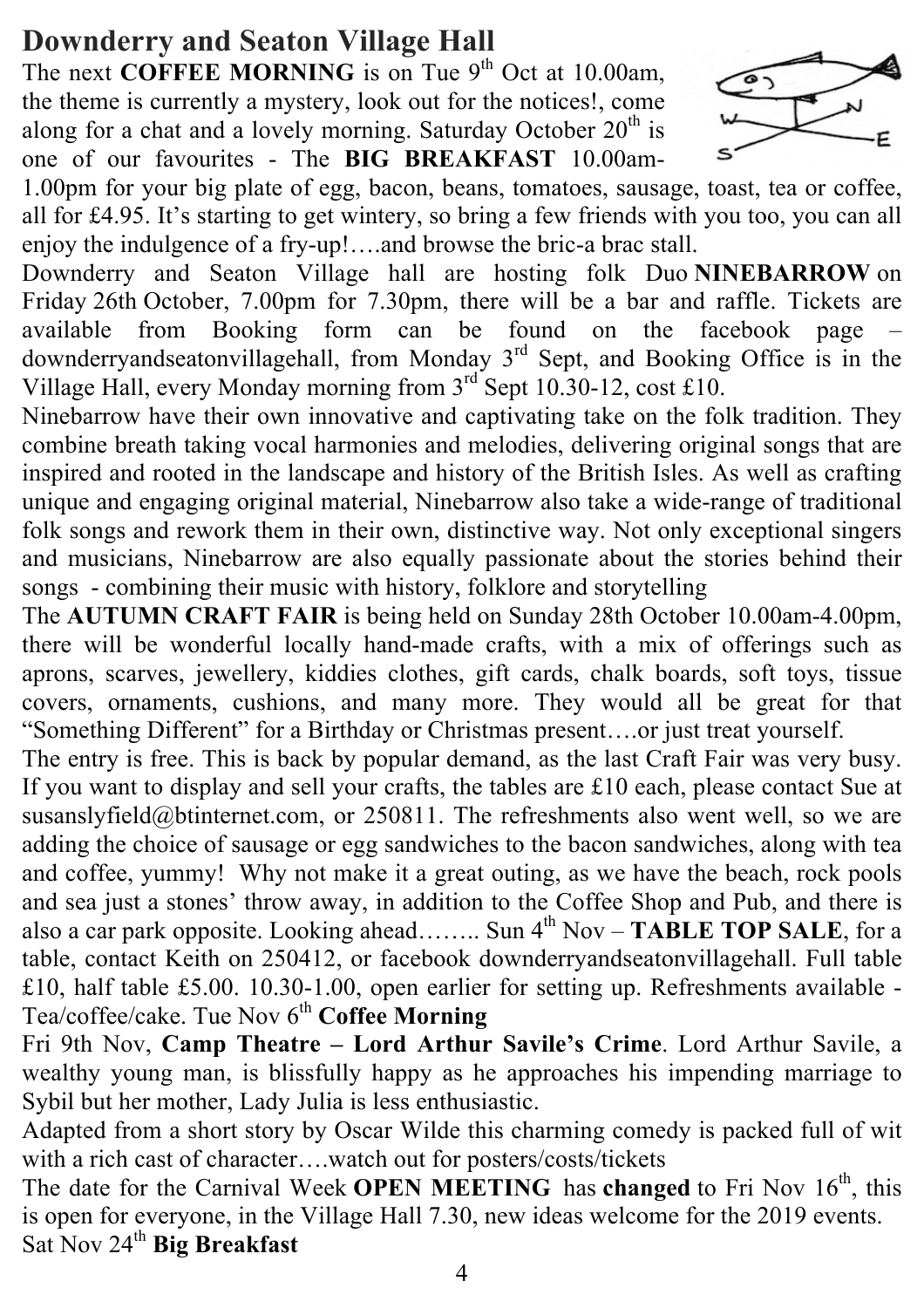## Downderry and Seaton Village Hall

The next **COFFEE MORNING** is on Tue 9th Oct at 10.00am, the theme is currently a mystery, look out for the notices!, come along for a chat and a lovely morning. Saturday October 20th is one of our favourites - The **BIG BREAKFAST** 10.00am-1.00pm for your big plate of egg, bacon, beans, tomatoes, sausage, toast, tea or coffee, all for £4.95. It's starting to get wintery, so bring a few friends with you too, you can all enjoy the indulgence of a fry-up!….and browse the bric-a brac stall.

Downderry and Seaton Village hall are hosting folk Duo **NINEBARROW** on Friday 26th October, 7.00pm for 7.30pm, there will be a bar and raffle. Tickets are available from Booking form can be found on the facebook page – downderryandseatonvillagehall, from Monday 3rd Sept, and Booking Office is in the Village Hall, every Monday morning from 3rd Sept 10.30-12, cost £10.

Ninebarrow have their own innovative and captivating take on the folk tradition. They combine breath taking vocal harmonies and melodies, delivering original songs that are inspired and rooted in the landscape and history of the British Isles. As well as crafting unique and engaging original material, Ninebarrow also take a wide-range of traditional folk songs and rework them in their own, distinctive way. Not only exceptional singers and musicians, Ninebarrow are also equally passionate about the stories behind their songs - combining their music with history, folklore and storytelling

The **AUTUMN CRAFT FAIR** is being held on Sunday 28th October 10.00am-4.00pm, there will be wonderful locally hand-made crafts, with a mix of offerings such as aprons, scarves, jewellery, kiddies clothes, gift cards, chalk boards, soft toys, tissue covers, ornaments, cushions, and many more. They would all be great for that "Something Different" for a Birthday or Christmas present….or just treat yourself.

The entry is free. This is back by popular demand, as the last Craft Fair was very busy. If you want to display and sell your crafts, the tables are £10 each, please contact Sue at susanslyfield@btinternet.com, or 250811. The refreshments also went well, so we are adding the choice of sausage or egg sandwiches to the bacon sandwiches, along with tea and coffee, yummy! Why not make it a great outing, as we have the beach, rock pools and sea just a stones' throw away, in addition to the Coffee Shop and Pub, and there is also a car park opposite. Looking ahead…….. Sun 4th Nov – **TABLE TOP SALE**, for a table, contact Keith on 250412, or facebook downderryandseatonvillagehall. Full table £10, half table £5.00. 10.30-1.00, open earlier for setting up. Refreshments available - Tea/coffee/cake. Tue Nov 6th **Coffee Morning**

Fri 9th Nov, **Camp Theatre – Lord Arthur Savile's Crime**. Lord Arthur Savile, a wealthy young man, is blissfully happy as he approaches his impending marriage to Sybil but her mother, Lady Julia is less enthusiastic.

Adapted from a short story by Oscar Wilde this charming comedy is packed full of wit with a rich cast of character….watch out for posters/costs/tickets

The date for the Carnival Week **OPEN MEETING** has **changed** to Fri Nov 16th, this is open for everyone, in the Village Hall 7.30, new ideas welcome for the 2019 events.

Sat Nov 24th **Big Breakfast**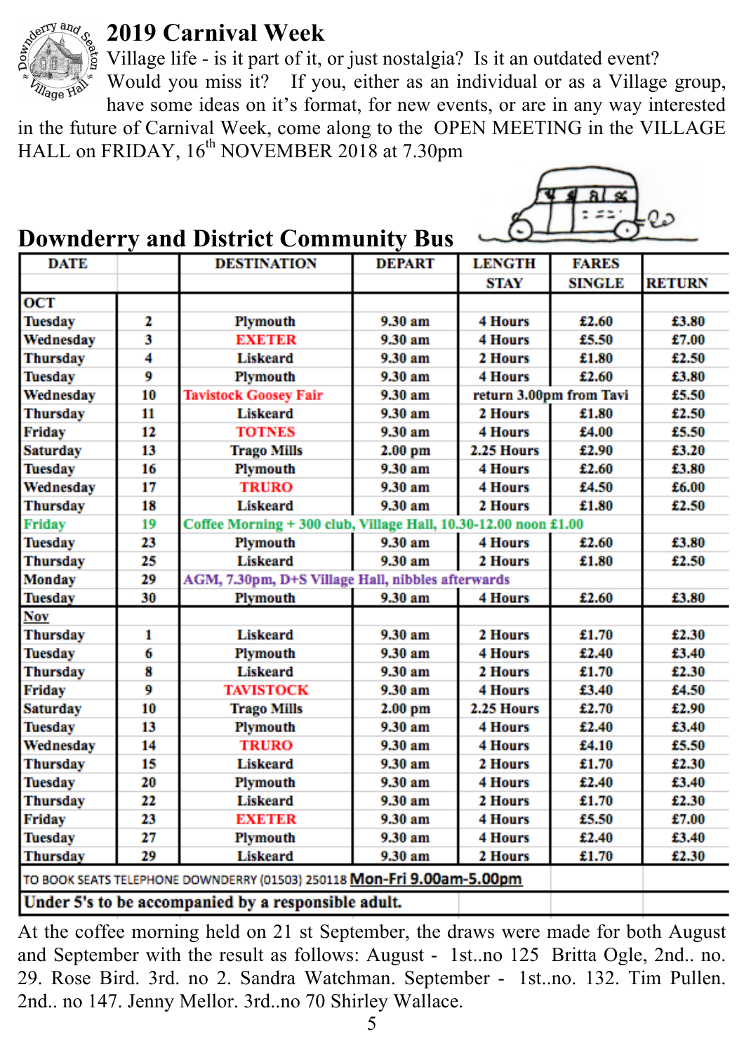## 2019 Carnival Week

Village life - is it part of it, or just nostalgia? Is it an outdated event? Would you miss it? If you, either as an individual or as a Village group, have some ideas on it's format, for new events, or are in any way interested in the future of Carnival Week, come along to the OPEN MEETING in the VILLAGE HALL on FRIDAY, 16th NOVEMBER 2018 at 7.30pm

## Downderry and District Community Bus

| DATE | | DESTINATION | DEPART | LENGTH STAY | FARES SINGLE | RETURN |
|---|---|---|---|---|---|---|
| OCT | | | | | | |
| Tuesday | 2 | Plymouth | 9.30 am | 4 Hours | £2.60 | £3.80 |
| Wednesday | 3 | EXETER | 9.30 am | 4 Hours | £5.50 | £7.00 |
| Thursday | 4 | Liskeard | 9.30 am | 2 Hours | £1.80 | £2.50 |
| Tuesday | 9 | Plymouth | 9.30 am | 4 Hours | £2.60 | £3.80 |
| Wednesday | 10 | Tavistock Goosey Fair | 9.30 am | return 3.00pm from Tavi | | £5.50 |
| Thursday | 11 | Liskeard | 9.30 am | 2 Hours | £1.80 | £2.50 |
| Friday | 12 | TOTNES | 9.30 am | 4 Hours | £4.00 | £5.50 |
| Saturday | 13 | Trago Mills | 2.00 pm | 2.25 Hours | £2.90 | £3.20 |
| Tuesday | 16 | Plymouth | 9.30 am | 4 Hours | £2.60 | £3.80 |
| Wednesday | 17 | TRURO | 9.30 am | 4 Hours | £4.50 | £6.00 |
| Thursday | 18 | Liskeard | 9.30 am | 2 Hours | £1.80 | £2.50 |
| Friday | 19 | Coffee Morning + 300 club, Village Hall, 10.30-12.00 noon £1.00 | | | | |
| Tuesday | 23 | Plymouth | 9.30 am | 4 Hours | £2.60 | £3.80 |
| Thursday | 25 | Liskeard | 9.30 am | 2 Hours | £1.80 | £2.50 |
| Monday | 29 | AGM, 7.30pm, D+S Village Hall, nibbles afterwards | | | | |
| Tuesday | 30 | Plymouth | 9.30 am | 4 Hours | £2.60 | £3.80 |
| Nov | | | | | | |
| Thursday | 1 | Liskeard | 9.30 am | 2 Hours | £1.70 | £2.30 |
| Tuesday | 6 | Plymouth | 9.30 am | 4 Hours | £2.40 | £3.40 |
| Thursday | 8 | Liskeard | 9.30 am | 2 Hours | £1.70 | £2.30 |
| Friday | 9 | TAVISTOCK | 9.30 am | 4 Hours | £3.40 | £4.50 |
| Saturday | 10 | Trago Mills | 2.00 pm | 2.25 Hours | £2.70 | £2.90 |
| Tuesday | 13 | Plymouth | 9.30 am | 4 Hours | £2.40 | £3.40 |
| Wednesday | 14 | TRURO | 9.30 am | 4 Hours | £4.10 | £5.50 |
| Thursday | 15 | Liskeard | 9.30 am | 2 Hours | £1.70 | £2.30 |
| Tuesday | 20 | Plymouth | 9.30 am | 4 Hours | £2.40 | £3.40 |
| Thursday | 22 | Liskeard | 9.30 am | 2 Hours | £1.70 | £2.30 |
| Friday | 23 | EXETER | 9.30 am | 4 Hours | £5.50 | £7.00 |
| Tuesday | 27 | Plymouth | 9.30 am | 4 Hours | £2.40 | £3.40 |
| Thursday | 29 | Liskeard | 9.30 am | 2 Hours | £1.70 | £2.30 |

TO BOOK SEATS TELEPHONE DOWNDERRY (01503) 250118 **Mon-Fri 9.00am-5.00pm**

**Under 5's to be accompanied by a responsible adult.**

At the coffee morning held on 21 st September, the draws were made for both August and September with the result as follows: August - 1st..no 125 Britta Ogle, 2nd.. no. 29. Rose Bird. 3rd. no 2. Sandra Watchman. September - 1st..no. 132. Tim Pullen. 2nd.. no 147. Jenny Mellor. 3rd..no 70 Shirley Wallace.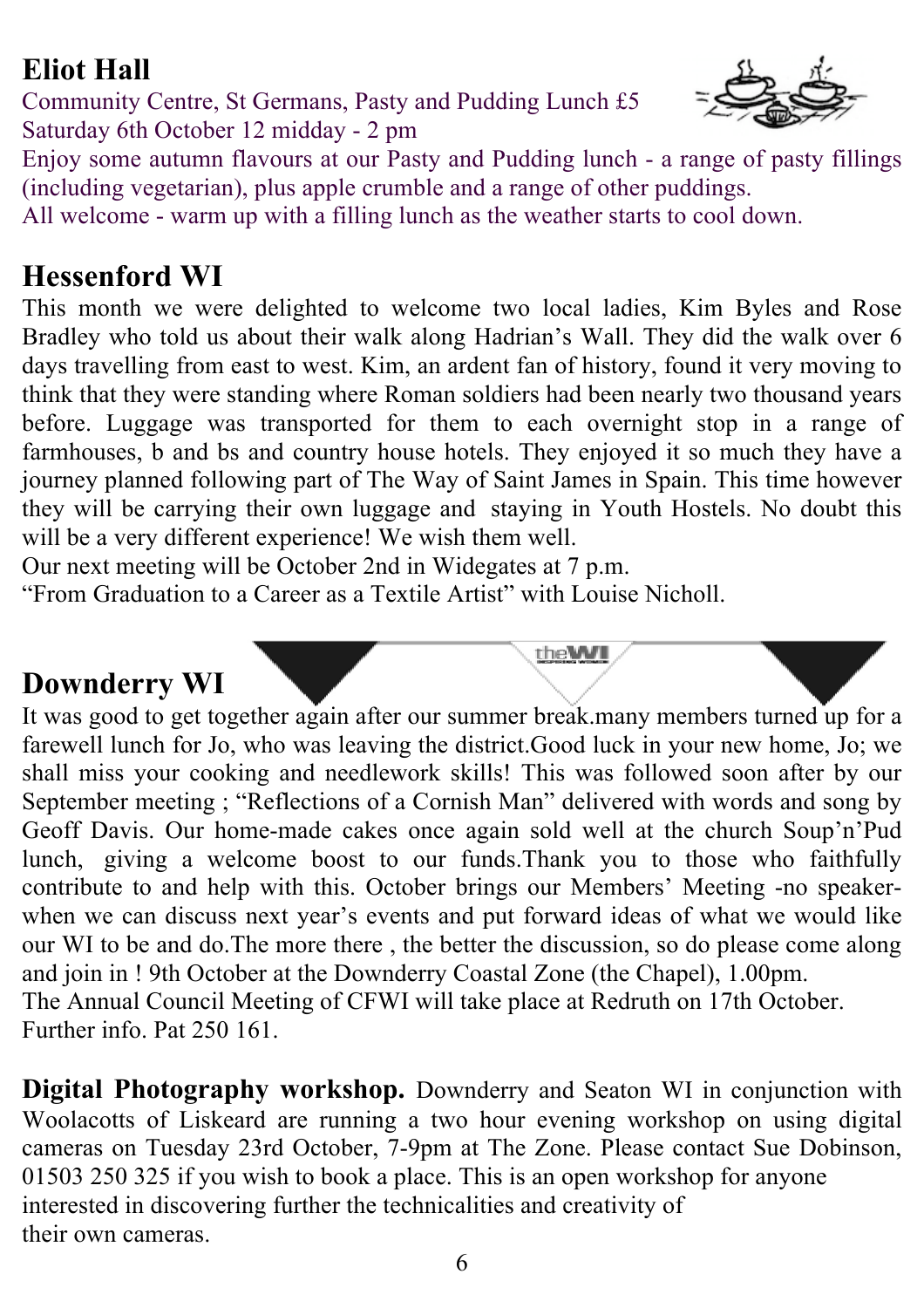## Eliot Hall

Community Centre, St Germans, Pasty and Pudding Lunch £5
Saturday 6th October 12 midday - 2 pm
Enjoy some autumn flavours at our Pasty and Pudding lunch - a range of pasty fillings (including vegetarian), plus apple crumble and a range of other puddings.
All welcome - warm up with a filling lunch as the weather starts to cool down.

## Hessenford WI

This month we were delighted to welcome two local ladies, Kim Byles and Rose Bradley who told us about their walk along Hadrian's Wall. They did the walk over 6 days travelling from east to west. Kim, an ardent fan of history, found it very moving to think that they were standing where Roman soldiers had been nearly two thousand years before. Luggage was transported for them to each overnight stop in a range of farmhouses, b and bs and country house hotels. They enjoyed it so much they have a journey planned following part of The Way of Saint James in Spain. This time however they will be carrying their own luggage and staying in Youth Hostels. No doubt this will be a very different experience! We wish them well.
Our next meeting will be October 2nd in Widegates at 7 p.m.
"From Graduation to a Career as a Textile Artist" with Louise Nicholl.

## Downderry WI

It was good to get together again after our summer break.many members turned up for a farewell lunch for Jo, who was leaving the district.Good luck in your new home, Jo; we shall miss your cooking and needlework skills! This was followed soon after by our September meeting ; "Reflections of a Cornish Man" delivered with words and song by Geoff Davis. Our home-made cakes once again sold well at the church Soup'n'Pud lunch, giving a welcome boost to our funds.Thank you to those who faithfully contribute to and help with this. October brings our Members' Meeting -no speaker- when we can discuss next year's events and put forward ideas of what we would like our WI to be and do.The more there , the better the discussion, so do please come along and join in ! 9th October at the Downderry Coastal Zone (the Chapel), 1.00pm.
The Annual Council Meeting of CFWI will take place at Redruth on 17th October.
Further info. Pat 250 161.

**Digital Photography workshop.** Downderry and Seaton WI in conjunction with Woolacotts of Liskeard are running a two hour evening workshop on using digital cameras on Tuesday 23rd October, 7-9pm at The Zone. Please contact Sue Dobinson, 01503 250 325 if you wish to book a place. This is an open workshop for anyone interested in discovering further the technicalities and creativity of their own cameras.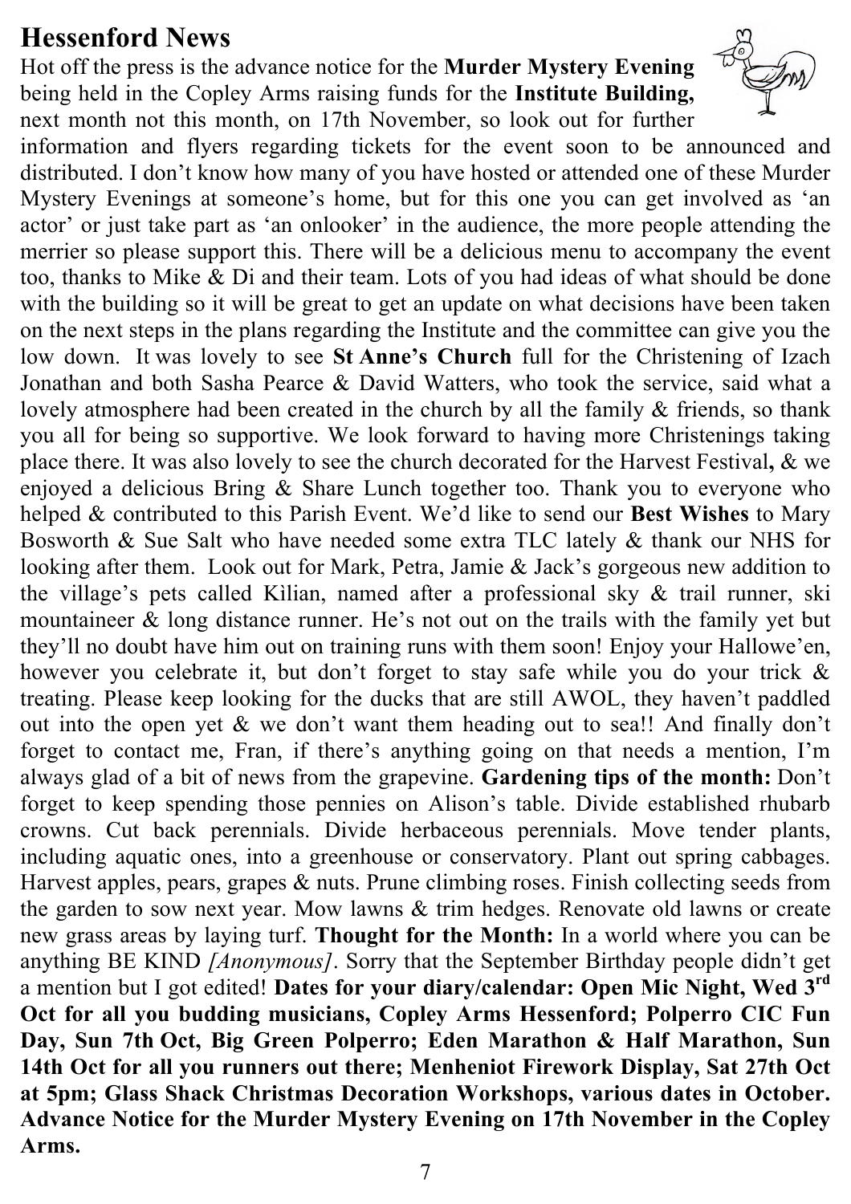# Hessenford News

Hot off the press is the advance notice for the **Murder Mystery Evening** being held in the Copley Arms raising funds for the **Institute Building,** next month not this month, on 17th November, so look out for further information and flyers regarding tickets for the event soon to be announced and distributed. I don't know how many of you have hosted or attended one of these Murder Mystery Evenings at someone's home, but for this one you can get involved as 'an actor' or just take part as 'an onlooker' in the audience, the more people attending the merrier so please support this. There will be a delicious menu to accompany the event too, thanks to Mike & Di and their team. Lots of you had ideas of what should be done with the building so it will be great to get an update on what decisions have been taken on the next steps in the plans regarding the Institute and the committee can give you the low down. It was lovely to see **St Anne's Church** full for the Christening of Izach Jonathan and both Sasha Pearce & David Watters, who took the service, said what a lovely atmosphere had been created in the church by all the family & friends, so thank you all for being so supportive. We look forward to having more Christenings taking place there. It was also lovely to see the church decorated for the Harvest Festival**,** & we enjoyed a delicious Bring & Share Lunch together too. Thank you to everyone who helped & contributed to this Parish Event. We'd like to send our **Best Wishes** to Mary Bosworth & Sue Salt who have needed some extra TLC lately & thank our NHS for looking after them. Look out for Mark, Petra, Jamie & Jack's gorgeous new addition to the village's pets called Kìlian, named after a professional sky & trail runner, ski mountaineer & long distance runner. He's not out on the trails with the family yet but they'll no doubt have him out on training runs with them soon! Enjoy your Hallowe'en, however you celebrate it, but don't forget to stay safe while you do your trick & treating. Please keep looking for the ducks that are still AWOL, they haven't paddled out into the open yet & we don't want them heading out to sea!! And finally don't forget to contact me, Fran, if there's anything going on that needs a mention, I'm always glad of a bit of news from the grapevine. **Gardening tips of the month:** Don't forget to keep spending those pennies on Alison's table. Divide established rhubarb crowns. Cut back perennials. Divide herbaceous perennials. Move tender plants, including aquatic ones, into a greenhouse or conservatory. Plant out spring cabbages. Harvest apples, pears, grapes & nuts. Prune climbing roses. Finish collecting seeds from the garden to sow next year. Mow lawns & trim hedges. Renovate old lawns or create new grass areas by laying turf. **Thought for the Month:** In a world where you can be anything BE KIND *[Anonymous]*. Sorry that the September Birthday people didn't get a mention but I got edited! **Dates for your diary/calendar: Open Mic Night, Wed 3rd Oct for all you budding musicians, Copley Arms Hessenford; Polperro CIC Fun Day, Sun 7th Oct, Big Green Polperro; Eden Marathon & Half Marathon, Sun 14th Oct for all you runners out there; Menheniot Firework Display, Sat 27th Oct at 5pm; Glass Shack Christmas Decoration Workshops, various dates in October. Advance Notice for the Murder Mystery Evening on 17th November in the Copley Arms.**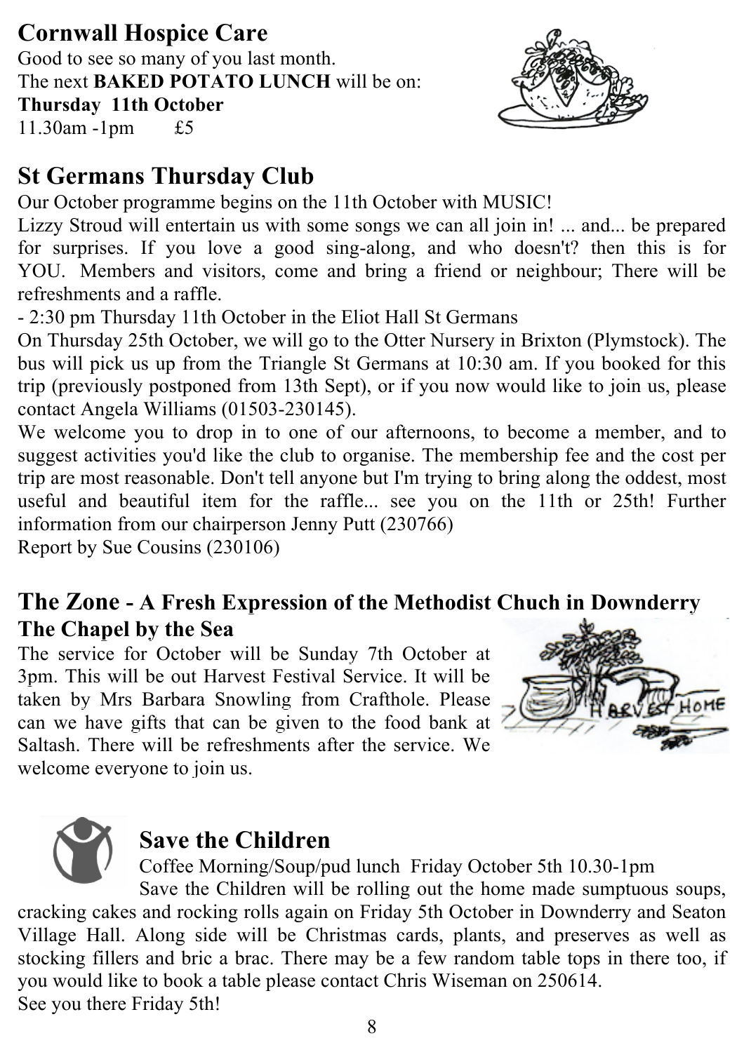## Cornwall Hospice Care

Good to see so many of you last month.
The next **BAKED POTATO LUNCH** will be on:
**Thursday 11th October**
11.30am -1pm £5

## St Germans Thursday Club

Our October programme begins on the 11th October with MUSIC!
Lizzy Stroud will entertain us with some songs we can all join in! ... and... be prepared for surprises. If you love a good sing-along, and who doesn't? then this is for YOU. Members and visitors, come and bring a friend or neighbour; There will be refreshments and a raffle.
- 2:30 pm Thursday 11th October in the Eliot Hall St Germans

On Thursday 25th October, we will go to the Otter Nursery in Brixton (Plymstock). The bus will pick us up from the Triangle St Germans at 10:30 am. If you booked for this trip (previously postponed from 13th Sept), or if you now would like to join us, please contact Angela Williams (01503-230145).
We welcome you to drop in to one of our afternoons, to become a member, and to suggest activities you'd like the club to organise. The membership fee and the cost per trip are most reasonable. Don't tell anyone but I'm trying to bring along the oddest, most useful and beautiful item for the raffle... see you on the 11th or 25th! Further information from our chairperson Jenny Putt (230766)
Report by Sue Cousins (230106)

## The Zone - A Fresh Expression of the Methodist Chuch in Downderry

### The Chapel by the Sea

The service for October will be Sunday 7th October at 3pm. This will be out Harvest Festival Service. It will be taken by Mrs Barbara Snowling from Crafthole. Please can we have gifts that can be given to the food bank at Saltash. There will be refreshments after the service. We welcome everyone to join us.

## Save the Children

Coffee Morning/Soup/pud lunch Friday October 5th 10.30-1pm
Save the Children will be rolling out the home made sumptuous soups, cracking cakes and rocking rolls again on Friday 5th October in Downderry and Seaton Village Hall. Along side will be Christmas cards, plants, and preserves as well as stocking fillers and bric a brac. There may be a few random table tops in there too, if you would like to book a table please contact Chris Wiseman on 250614.
See you there Friday 5th!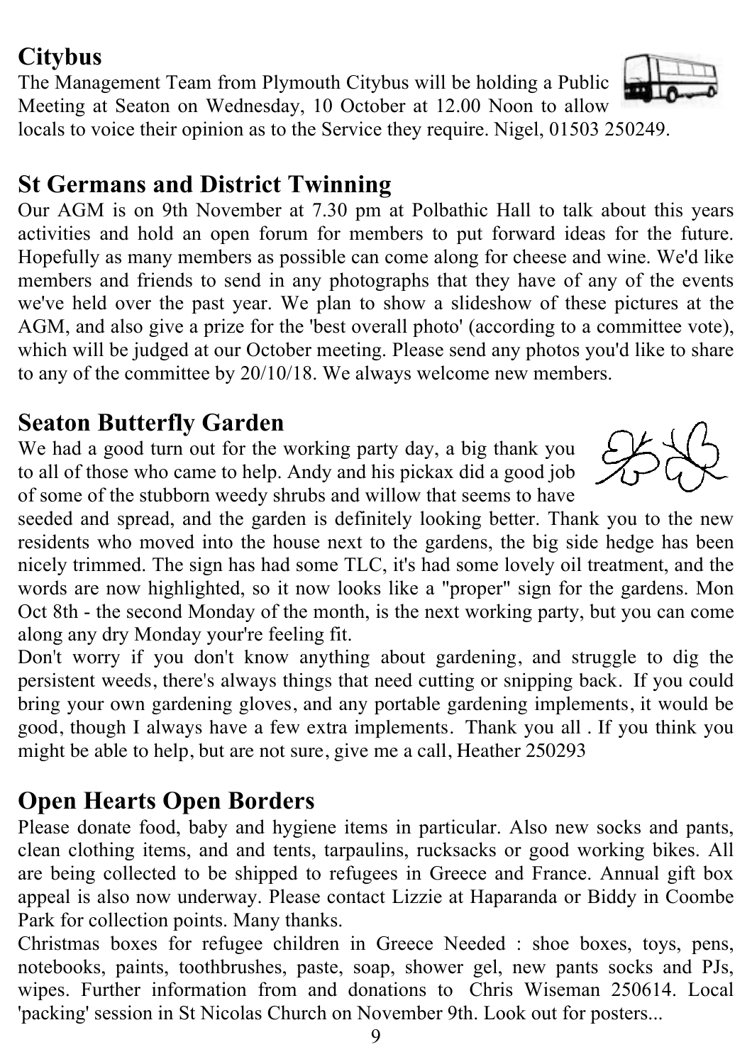## Citybus

The Management Team from Plymouth Citybus will be holding a Public Meeting at Seaton on Wednesday, 10 October at 12.00 Noon to allow locals to voice their opinion as to the Service they require. Nigel, 01503 250249.

## St Germans and District Twinning

Our AGM is on 9th November at 7.30 pm at Polbathic Hall to talk about this years activities and hold an open forum for members to put forward ideas for the future. Hopefully as many members as possible can come along for cheese and wine. We'd like members and friends to send in any photographs that they have of any of the events we've held over the past year. We plan to show a slideshow of these pictures at the AGM, and also give a prize for the 'best overall photo' (according to a committee vote), which will be judged at our October meeting. Please send any photos you'd like to share to any of the committee by 20/10/18. We always welcome new members.

## Seaton Butterfly Garden

We had a good turn out for the working party day, a big thank you to all of those who came to help. Andy and his pickax did a good job of some of the stubborn weedy shrubs and willow that seems to have seeded and spread, and the garden is definitely looking better. Thank you to the new residents who moved into the house next to the gardens, the big side hedge has been nicely trimmed. The sign has had some TLC, it's had some lovely oil treatment, and the words are now highlighted, so it now looks like a "proper" sign for the gardens. Mon Oct 8th - the second Monday of the month, is the next working party, but you can come along any dry Monday your're feeling fit.

Don't worry if you don't know anything about gardening, and struggle to dig the persistent weeds, there's always things that need cutting or snipping back. If you could bring your own gardening gloves, and any portable gardening implements, it would be good, though I always have a few extra implements. Thank you all . If you think you might be able to help, but are not sure, give me a call, Heather 250293

## Open Hearts Open Borders

Please donate food, baby and hygiene items in particular. Also new socks and pants, clean clothing items, and and tents, tarpaulins, rucksacks or good working bikes. All are being collected to be shipped to refugees in Greece and France. Annual gift box appeal is also now underway. Please contact Lizzie at Haparanda or Biddy in Coombe Park for collection points. Many thanks.

Christmas boxes for refugee children in Greece Needed : shoe boxes, toys, pens, notebooks, paints, toothbrushes, paste, soap, shower gel, new pants socks and PJs, wipes. Further information from and donations to Chris Wiseman 250614. Local 'packing' session in St Nicolas Church on November 9th. Look out for posters...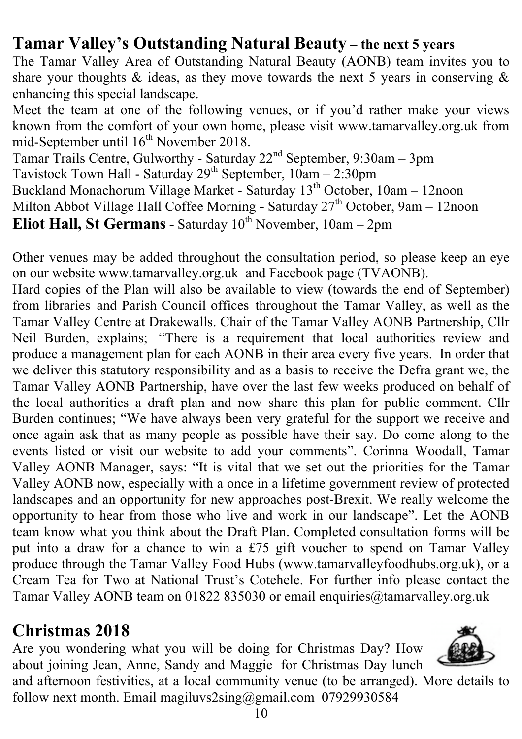## Tamar Valley's Outstanding Natural Beauty – the next 5 years

The Tamar Valley Area of Outstanding Natural Beauty (AONB) team invites you to share your thoughts & ideas, as they move towards the next 5 years in conserving & enhancing this special landscape.

Meet the team at one of the following venues, or if you'd rather make your views known from the comfort of your own home, please visit www.tamarvalley.org.uk from mid-September until 16th November 2018.

Tamar Trails Centre, Gulworthy - Saturday 22nd September, 9:30am – 3pm
Tavistock Town Hall - Saturday 29th September, 10am – 2:30pm
Buckland Monachorum Village Market - Saturday 13th October, 10am – 12noon
Milton Abbot Village Hall Coffee Morning **-** Saturday 27th October, 9am – 12noon
**Eliot Hall, St Germans -** Saturday 10th November, 10am – 2pm

Other venues may be added throughout the consultation period, so please keep an eye on our website www.tamarvalley.org.uk and Facebook page (TVAONB).

Hard copies of the Plan will also be available to view (towards the end of September) from libraries and Parish Council offices throughout the Tamar Valley, as well as the Tamar Valley Centre at Drakewalls. Chair of the Tamar Valley AONB Partnership, Cllr Neil Burden, explains; "There is a requirement that local authorities review and produce a management plan for each AONB in their area every five years. In order that we deliver this statutory responsibility and as a basis to receive the Defra grant we, the Tamar Valley AONB Partnership, have over the last few weeks produced on behalf of the local authorities a draft plan and now share this plan for public comment. Cllr Burden continues; "We have always been very grateful for the support we receive and once again ask that as many people as possible have their say. Do come along to the events listed or visit our website to add your comments". Corinna Woodall, Tamar Valley AONB Manager, says: "It is vital that we set out the priorities for the Tamar Valley AONB now, especially with a once in a lifetime government review of protected landscapes and an opportunity for new approaches post-Brexit. We really welcome the opportunity to hear from those who live and work in our landscape". Let the AONB team know what you think about the Draft Plan. Completed consultation forms will be put into a draw for a chance to win a £75 gift voucher to spend on Tamar Valley produce through the Tamar Valley Food Hubs (www.tamarvalleyfoodhubs.org.uk), or a Cream Tea for Two at National Trust's Cotehele. For further info please contact the Tamar Valley AONB team on 01822 835030 or email enquiries@tamarvalley.org.uk

## Christmas 2018

Are you wondering what you will be doing for Christmas Day? How about joining Jean, Anne, Sandy and Maggie for Christmas Day lunch and afternoon festivities, at a local community venue (to be arranged). More details to follow next month. Email magiluvs2sing@gmail.com 07929930584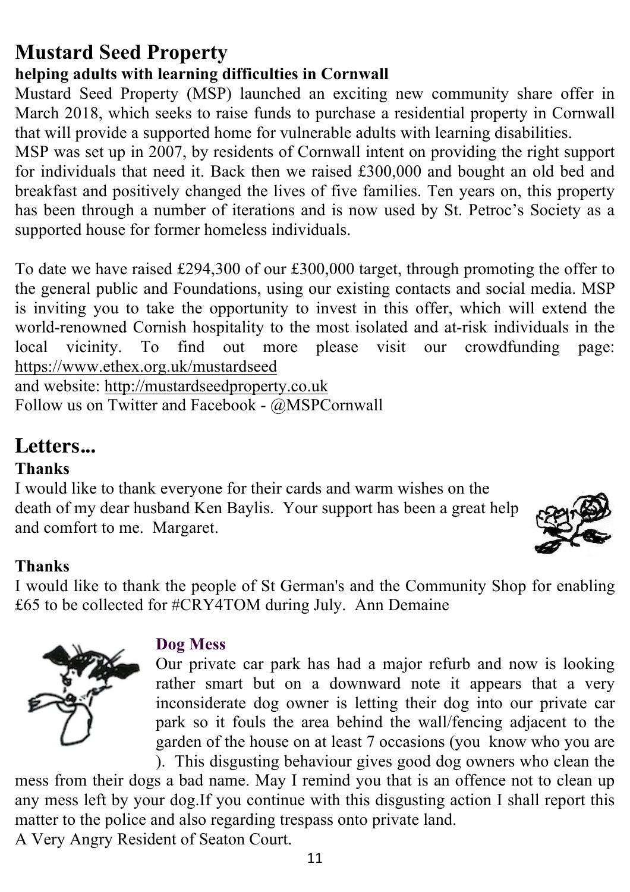# Mustard Seed Property

**helping adults with learning difficulties in Cornwall**

Mustard Seed Property (MSP) launched an exciting new community share offer in March 2018, which seeks to raise funds to purchase a residential property in Cornwall that will provide a supported home for vulnerable adults with learning disabilities.

MSP was set up in 2007, by residents of Cornwall intent on providing the right support for individuals that need it. Back then we raised £300,000 and bought an old bed and breakfast and positively changed the lives of five families. Ten years on, this property has been through a number of iterations and is now used by St. Petroc's Society as a supported house for former homeless individuals.

To date we have raised £294,300 of our £300,000 target, through promoting the offer to the general public and Foundations, using our existing contacts and social media. MSP is inviting you to take the opportunity to invest in this offer, which will extend the world-renowned Cornish hospitality to the most isolated and at-risk individuals in the local vicinity. To find out more please visit our crowdfunding page: https://www.ethex.org.uk/mustardseed

and website: http://mustardseedproperty.co.uk

Follow us on Twitter and Facebook - @MSPCornwall

# Letters...

**Thanks**

I would like to thank everyone for their cards and warm wishes on the death of my dear husband Ken Baylis. Your support has been a great help and comfort to me. Margaret.

**Thanks**

I would like to thank the people of St German's and the Community Shop for enabling £65 to be collected for #CRY4TOM during July. Ann Demaine

**Dog Mess**

Our private car park has had a major refurb and now is looking rather smart but on a downward note it appears that a very inconsiderate dog owner is letting their dog into our private car park so it fouls the area behind the wall/fencing adjacent to the garden of the house on at least 7 occasions (you know who you are ). This disgusting behaviour gives good dog owners who clean the mess from their dogs a bad name. May I remind you that is an offence not to clean up any mess left by your dog.If you continue with this disgusting action I shall report this matter to the police and also regarding trespass onto private land.

A Very Angry Resident of Seaton Court.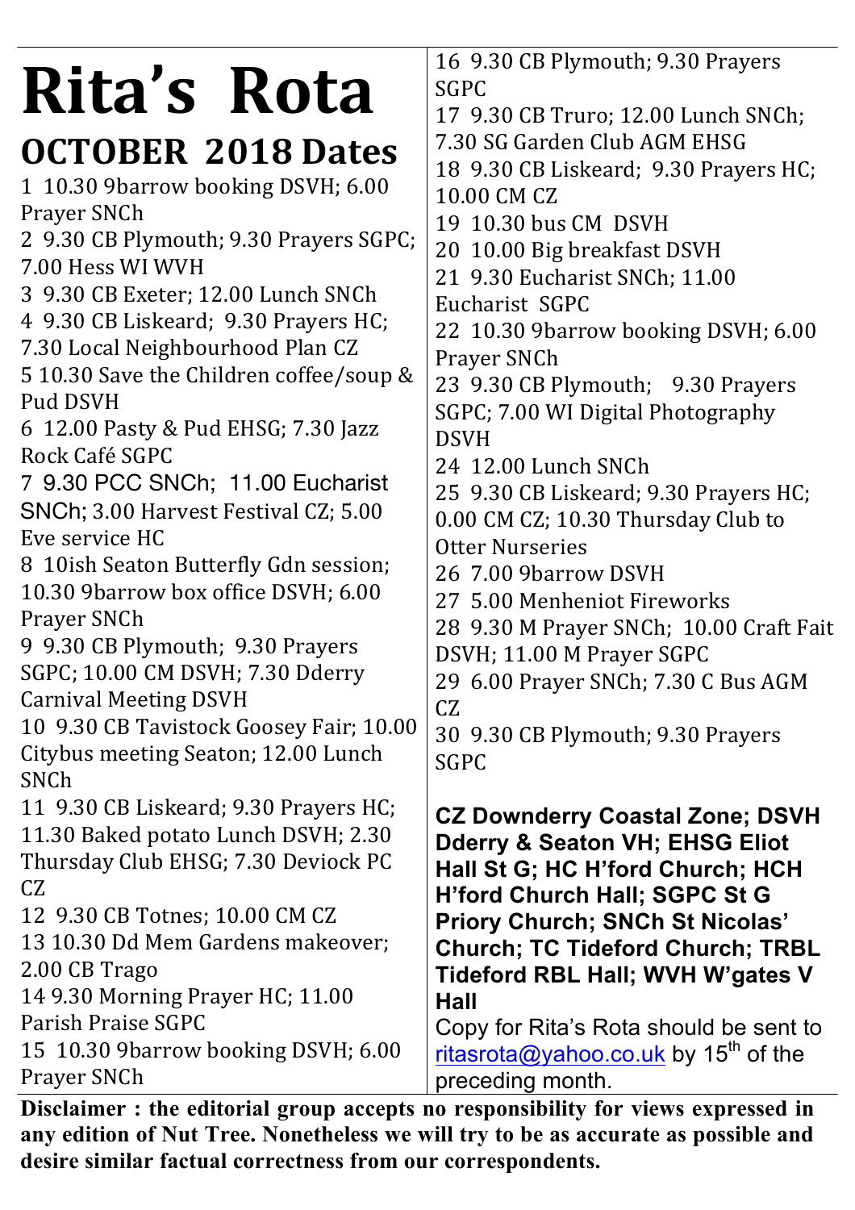# Rita's Rota

## OCTOBER 2018 Dates

1 10.30 9barrow booking DSVH; 6.00 Prayer SNCh

2 9.30 CB Plymouth; 9.30 Prayers SGPC; 7.00 Hess WI WVH

3 9.30 CB Exeter; 12.00 Lunch SNCh

4 9.30 CB Liskeard; 9.30 Prayers HC; 7.30 Local Neighbourhood Plan CZ

5 10.30 Save the Children coffee/soup & Pud DSVH

6 12.00 Pasty & Pud EHSG; 7.30 Jazz Rock Café SGPC

7 9.30 PCC SNCh; 11.00 Eucharist SNCh; 3.00 Harvest Festival CZ; 5.00 Eve service HC

8 10ish Seaton Butterfly Gdn session; 10.30 9barrow box office DSVH; 6.00 Prayer SNCh

9 9.30 CB Plymouth; 9.30 Prayers SGPC; 10.00 CM DSVH; 7.30 Dderry Carnival Meeting DSVH

10 9.30 CB Tavistock Goosey Fair; 10.00 Citybus meeting Seaton; 12.00 Lunch SNCh

11 9.30 CB Liskeard; 9.30 Prayers HC; 11.30 Baked potato Lunch DSVH; 2.30 Thursday Club EHSG; 7.30 Deviock PC CZ

12 9.30 CB Totnes; 10.00 CM CZ

13 10.30 Dd Mem Gardens makeover; 2.00 CB Trago

14 9.30 Morning Prayer HC; 11.00 Parish Praise SGPC

15 10.30 9barrow booking DSVH; 6.00 Prayer SNCh

16 9.30 CB Plymouth; 9.30 Prayers SGPC

17 9.30 CB Truro; 12.00 Lunch SNCh; 7.30 SG Garden Club AGM EHSG

18 9.30 CB Liskeard; 9.30 Prayers HC; 10.00 CM CZ

19 10.30 bus CM DSVH

20 10.00 Big breakfast DSVH

21 9.30 Eucharist SNCh; 11.00 Eucharist SGPC

22 10.30 9barrow booking DSVH; 6.00 Prayer SNCh

23 9.30 CB Plymouth; 9.30 Prayers SGPC; 7.00 WI Digital Photography DSVH

24 12.00 Lunch SNCh

25 9.30 CB Liskeard; 9.30 Prayers HC; 0.00 CM CZ; 10.30 Thursday Club to Otter Nurseries

26 7.00 9barrow DSVH

27 5.00 Menheniot Fireworks

28 9.30 M Prayer SNCh; 10.00 Craft Fait DSVH; 11.00 M Prayer SGPC

29 6.00 Prayer SNCh; 7.30 C Bus AGM CZ

30 9.30 CB Plymouth; 9.30 Prayers SGPC

**CZ Downderry Coastal Zone; DSVH Dderry & Seaton VH; EHSG Eliot Hall St G; HC H'ford Church; HCH H'ford Church Hall; SGPC St G Priory Church; SNCh St Nicolas' Church; TC Tideford Church; TRBL Tideford RBL Hall; WVH W'gates V Hall**

Copy for Rita's Rota should be sent to ritasrota@yahoo.co.uk by 15th of the preceding month.

**Disclaimer : the editorial group accepts no responsibility for views expressed in any edition of Nut Tree. Nonetheless we will try to be as accurate as possible and desire similar factual correctness from our correspondents.**